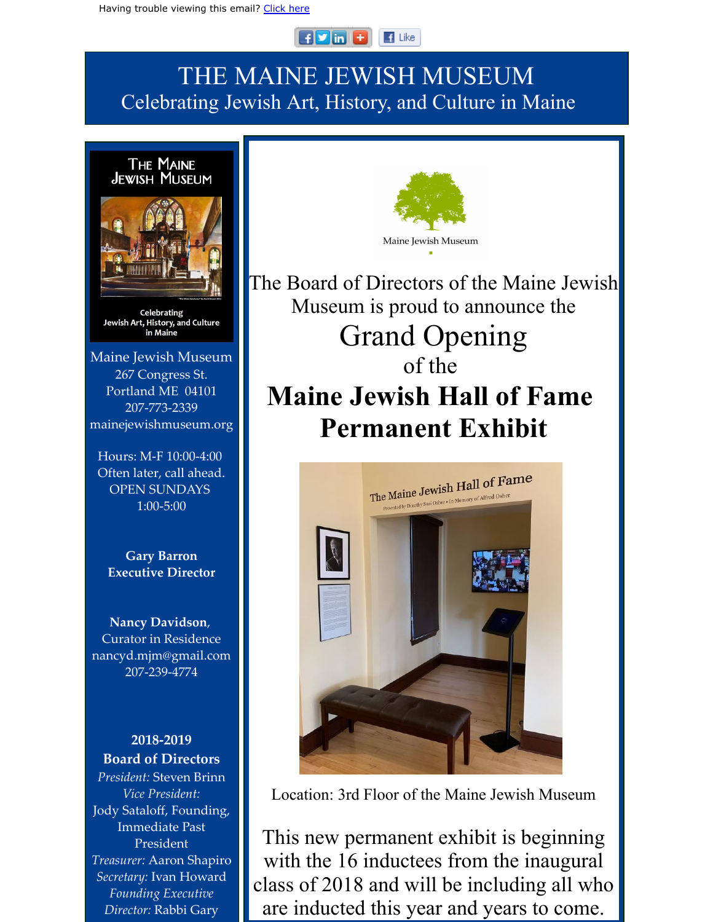Having trouble viewing this email? Click here

# THE MAINE JEWISH MUSEUM

Celebrating Jewish Art, History, and Culture in Maine

The Maine Jewish Museum

Celebrating Jewish Art, History, and Culture in Maine

Maine Jewish Museum
267 Congress St.
Portland ME 04101
207-773-2339
mainejewishmuseum.org

Hours: M-F 10:00-4:00
Often later, call ahead.
OPEN SUNDAYS
1:00-5:00

**Gary Barron**
**Executive Director**

**Nancy Davidson**, Curator in Residence
nancyd.mjm@gmail.com
207-239-4774

**2018-2019**
**Board of Directors**

*President:* Steven Brinn
*Vice President:*
Jody Sataloff, Founding, Immediate Past President
*Treasurer:* Aaron Shapiro
*Secretary:* Ivan Howard
*Founding Executive Director:* Rabbi Gary

Maine Jewish Museum

The Board of Directors of the Maine Jewish Museum is proud to announce the

## Grand Opening

of the

# Maine Jewish Hall of Fame Permanent Exhibit

Location: 3rd Floor of the Maine Jewish Museum

This new permanent exhibit is beginning with the 16 inductees from the inaugural class of 2018 and will be including all who are inducted this year and years to come.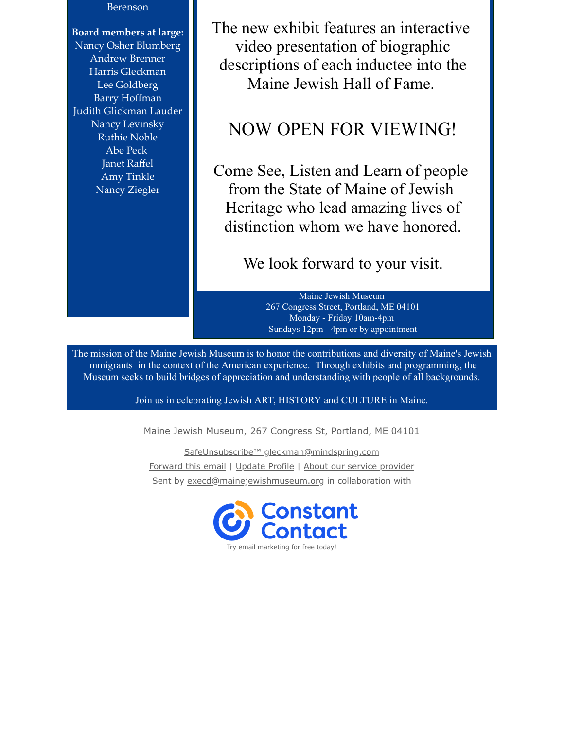Berenson

**Board members at large:**
Nancy Osher Blumberg
Andrew Brenner
Harris Gleckman
Lee Goldberg
Barry Hoffman
Judith Glickman Lauder
Nancy Levinsky
Ruthie Noble
Abe Peck
Janet Raffel
Amy Tinkle
Nancy Ziegler

The new exhibit features an interactive video presentation of biographic descriptions of each inductee into the Maine Jewish Hall of Fame.

NOW OPEN FOR VIEWING!

Come See, Listen and Learn of people from the State of Maine of Jewish Heritage who lead amazing lives of distinction whom we have honored.

We look forward to your visit.

Maine Jewish Museum
267 Congress Street, Portland, ME 04101
Monday - Friday 10am-4pm
Sundays 12pm - 4pm or by appointment

The mission of the Maine Jewish Museum is to honor the contributions and diversity of Maine's Jewish immigrants in the context of the American experience. Through exhibits and programming, the Museum seeks to build bridges of appreciation and understanding with people of all backgrounds.

Join us in celebrating Jewish ART, HISTORY and CULTURE in Maine.

Maine Jewish Museum, 267 Congress St, Portland, ME 04101

SafeUnsubscribe™ gleckman@mindspring.com

Forward this email | Update Profile | About our service provider

Sent by execd@mainejewishmuseum.org in collaboration with

Constant Contact

Try email marketing for free today!